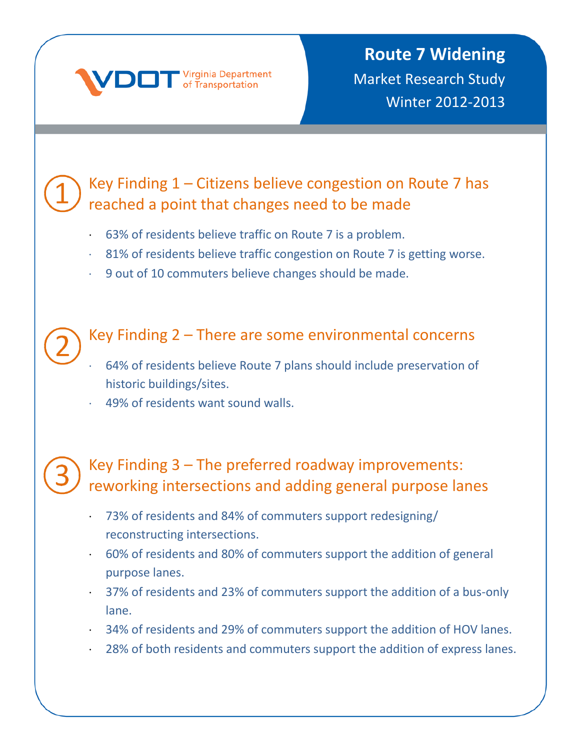VDOT Virginia Department of Transportation

# Route 7 Widening

Market Research Study

Winter 2012-2013

## Key Finding 1 – Citizens believe congestion on Route 7 has reached a point that changes need to be made

- 63% of residents believe traffic on Route 7 is a problem.
- 81% of residents believe traffic congestion on Route 7 is getting worse.
- 9 out of 10 commuters believe changes should be made.

## Key Finding 2 – There are some environmental concerns

- 64% of residents believe Route 7 plans should include preservation of historic buildings/sites.
- 49% of residents want sound walls.

## Key Finding 3 – The preferred roadway improvements: reworking intersections and adding general purpose lanes

- 73% of residents and 84% of commuters support redesigning/ reconstructing intersections.
- 60% of residents and 80% of commuters support the addition of general purpose lanes.
- 37% of residents and 23% of commuters support the addition of a bus-only lane.
- 34% of residents and 29% of commuters support the addition of HOV lanes.
- 28% of both residents and commuters support the addition of express lanes.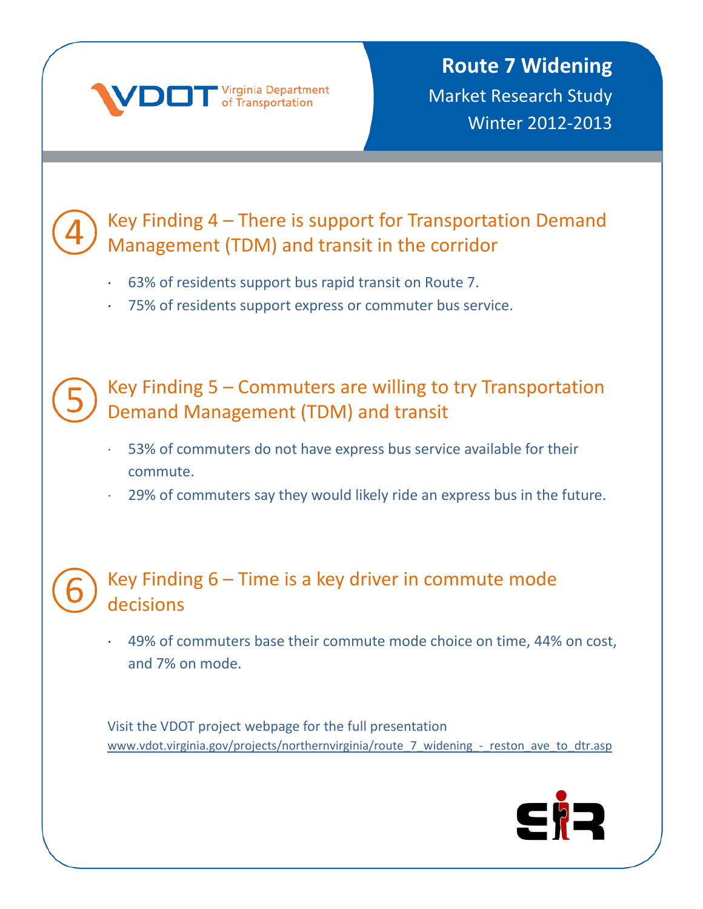**Route 7 Widening**

Market Research Study

Winter 2012-2013

## Key Finding 4 – There is support for Transportation Demand Management (TDM) and transit in the corridor

- 63% of residents support bus rapid transit on Route 7.
- 75% of residents support express or commuter bus service.

## Key Finding 5 – Commuters are willing to try Transportation Demand Management (TDM) and transit

- 53% of commuters do not have express bus service available for their commute.
- 29% of commuters say they would likely ride an express bus in the future.

## Key Finding 6 – Time is a key driver in commute mode decisions

- 49% of commuters base their commute mode choice on time, 44% on cost, and 7% on mode.

Visit the VDOT project webpage for the full presentation
www.vdot.virginia.gov/projects/northernvirginia/route_7_widening_-_reston_ave_to_dtr.asp